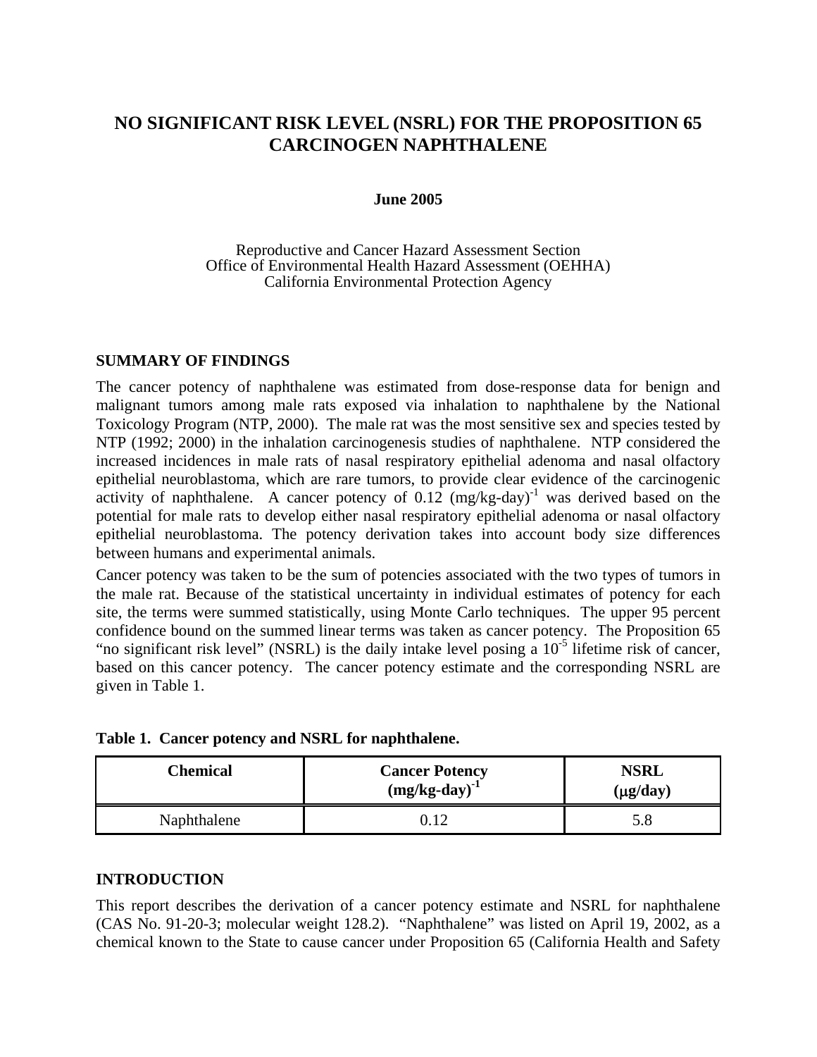# NO SIGNIFICANT RISK LEVEL (NSRL) FOR THE PROPOSITION 65 CARCINOGEN NAPHTHALENE

**June 2005**

Reproductive and Cancer Hazard Assessment Section
Office of Environmental Health Hazard Assessment (OEHHA)
California Environmental Protection Agency

## SUMMARY OF FINDINGS

The cancer potency of naphthalene was estimated from dose-response data for benign and malignant tumors among male rats exposed via inhalation to naphthalene by the National Toxicology Program (NTP, 2000). The male rat was the most sensitive sex and species tested by NTP (1992; 2000) in the inhalation carcinogenesis studies of naphthalene. NTP considered the increased incidences in male rats of nasal respiratory epithelial adenoma and nasal olfactory epithelial neuroblastoma, which are rare tumors, to provide clear evidence of the carcinogenic activity of naphthalene. A cancer potency of 0.12 $(mg/kg\text{-}day)^{-1}$ was derived based on the potential for male rats to develop either nasal respiratory epithelial adenoma or nasal olfactory epithelial neuroblastoma. The potency derivation takes into account body size differences between humans and experimental animals.

Cancer potency was taken to be the sum of potencies associated with the two types of tumors in the male rat. Because of the statistical uncertainty in individual estimates of potency for each site, the terms were summed statistically, using Monte Carlo techniques. The upper 95 percent confidence bound on the summed linear terms was taken as cancer potency. The Proposition 65 "no significant risk level" (NSRL) is the daily intake level posing a $10^{-5}$ lifetime risk of cancer, based on this cancer potency. The cancer potency estimate and the corresponding NSRL are given in Table 1.

**Table 1. Cancer potency and NSRL for naphthalene.**

| Chemical | Cancer Potency $(mg/kg\text{-}day)^{-1}$ | NSRL (μg/day) |
|---|---|---|
| Naphthalene | 0.12 | 5.8 |

## INTRODUCTION

This report describes the derivation of a cancer potency estimate and NSRL for naphthalene (CAS No. 91-20-3; molecular weight 128.2). "Naphthalene" was listed on April 19, 2002, as a chemical known to the State to cause cancer under Proposition 65 (California Health and Safety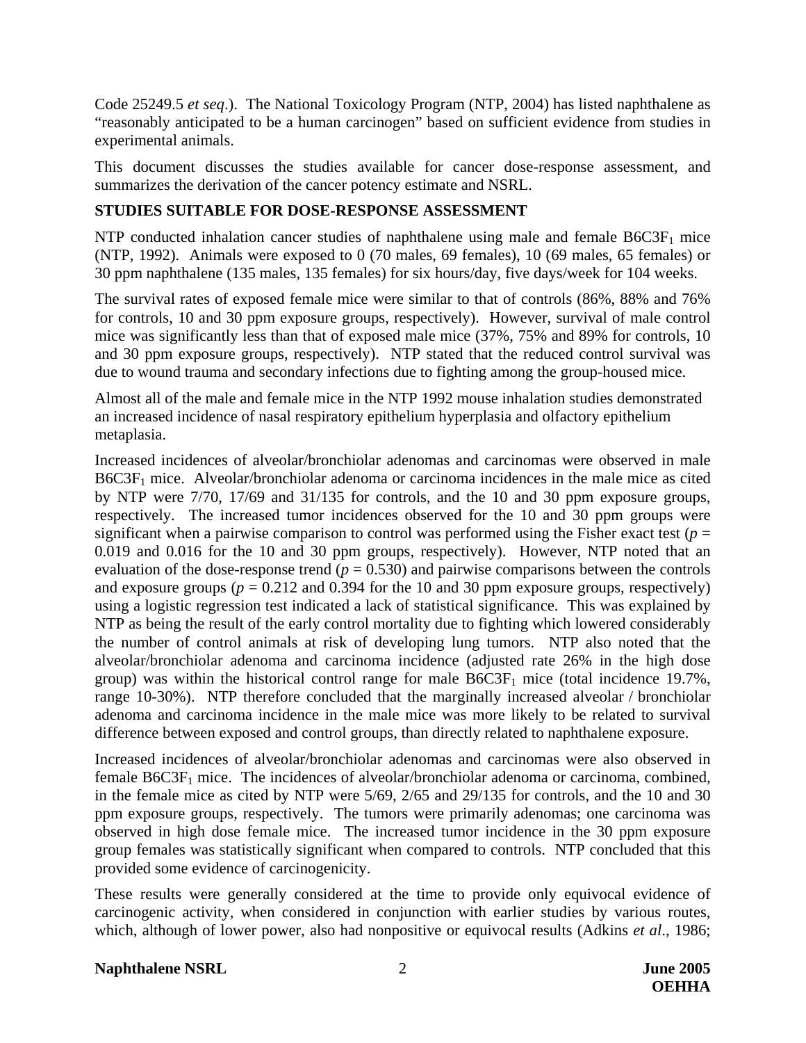Code 25249.5 *et seq*.). The National Toxicology Program (NTP, 2004) has listed naphthalene as "reasonably anticipated to be a human carcinogen" based on sufficient evidence from studies in experimental animals.

This document discusses the studies available for cancer dose-response assessment, and summarizes the derivation of the cancer potency estimate and NSRL.

**STUDIES SUITABLE FOR DOSE-RESPONSE ASSESSMENT**

NTP conducted inhalation cancer studies of naphthalene using male and female $B6C3F_1$ mice (NTP, 1992). Animals were exposed to 0 (70 males, 69 females), 10 (69 males, 65 females) or 30 ppm naphthalene (135 males, 135 females) for six hours/day, five days/week for 104 weeks.

The survival rates of exposed female mice were similar to that of controls (86%, 88% and 76% for controls, 10 and 30 ppm exposure groups, respectively). However, survival of male control mice was significantly less than that of exposed male mice (37%, 75% and 89% for controls, 10 and 30 ppm exposure groups, respectively). NTP stated that the reduced control survival was due to wound trauma and secondary infections due to fighting among the group-housed mice.

Almost all of the male and female mice in the NTP 1992 mouse inhalation studies demonstrated an increased incidence of nasal respiratory epithelium hyperplasia and olfactory epithelium metaplasia.

Increased incidences of alveolar/bronchiolar adenomas and carcinomas were observed in male $B6C3F_1$ mice. Alveolar/bronchiolar adenoma or carcinoma incidences in the male mice as cited by NTP were 7/70, 17/69 and 31/135 for controls, and the 10 and 30 ppm exposure groups, respectively. The increased tumor incidences observed for the 10 and 30 ppm groups were significant when a pairwise comparison to control was performed using the Fisher exact test ($p$ = 0.019 and 0.016 for the 10 and 30 ppm groups, respectively). However, NTP noted that an evaluation of the dose-response trend ($p$ = 0.530) and pairwise comparisons between the controls and exposure groups ($p$ = 0.212 and 0.394 for the 10 and 30 ppm exposure groups, respectively) using a logistic regression test indicated a lack of statistical significance. This was explained by NTP as being the result of the early control mortality due to fighting which lowered considerably the number of control animals at risk of developing lung tumors. NTP also noted that the alveolar/bronchiolar adenoma and carcinoma incidence (adjusted rate 26% in the high dose group) was within the historical control range for male $B6C3F_1$ mice (total incidence 19.7%, range 10-30%). NTP therefore concluded that the marginally increased alveolar / bronchiolar adenoma and carcinoma incidence in the male mice was more likely to be related to survival difference between exposed and control groups, than directly related to naphthalene exposure.

Increased incidences of alveolar/bronchiolar adenomas and carcinomas were also observed in female $B6C3F_1$ mice. The incidences of alveolar/bronchiolar adenoma or carcinoma, combined, in the female mice as cited by NTP were 5/69, 2/65 and 29/135 for controls, and the 10 and 30 ppm exposure groups, respectively. The tumors were primarily adenomas; one carcinoma was observed in high dose female mice. The increased tumor incidence in the 30 ppm exposure group females was statistically significant when compared to controls. NTP concluded that this provided some evidence of carcinogenicity.

These results were generally considered at the time to provide only equivocal evidence of carcinogenic activity, when considered in conjunction with earlier studies by various routes, which, although of lower power, also had nonpositive or equivocal results (Adkins *et al*., 1986;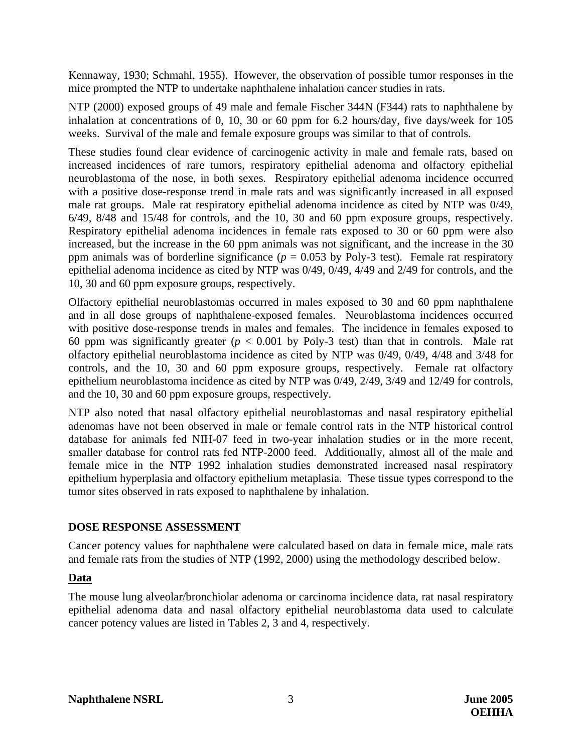Kennaway, 1930; Schmahl, 1955). However, the observation of possible tumor responses in the mice prompted the NTP to undertake naphthalene inhalation cancer studies in rats.

NTP (2000) exposed groups of 49 male and female Fischer 344N (F344) rats to naphthalene by inhalation at concentrations of 0, 10, 30 or 60 ppm for 6.2 hours/day, five days/week for 105 weeks. Survival of the male and female exposure groups was similar to that of controls.

These studies found clear evidence of carcinogenic activity in male and female rats, based on increased incidences of rare tumors, respiratory epithelial adenoma and olfactory epithelial neuroblastoma of the nose, in both sexes. Respiratory epithelial adenoma incidence occurred with a positive dose-response trend in male rats and was significantly increased in all exposed male rat groups. Male rat respiratory epithelial adenoma incidence as cited by NTP was 0/49, 6/49, 8/48 and 15/48 for controls, and the 10, 30 and 60 ppm exposure groups, respectively. Respiratory epithelial adenoma incidences in female rats exposed to 30 or 60 ppm were also increased, but the increase in the 60 ppm animals was not significant, and the increase in the 30 ppm animals was of borderline significance ($p$ = 0.053 by Poly-3 test). Female rat respiratory epithelial adenoma incidence as cited by NTP was 0/49, 0/49, 4/49 and 2/49 for controls, and the 10, 30 and 60 ppm exposure groups, respectively.

Olfactory epithelial neuroblastomas occurred in males exposed to 30 and 60 ppm naphthalene and in all dose groups of naphthalene-exposed females. Neuroblastoma incidences occurred with positive dose-response trends in males and females. The incidence in females exposed to 60 ppm was significantly greater ($p < 0.001$ by Poly-3 test) than that in controls. Male rat olfactory epithelial neuroblastoma incidence as cited by NTP was 0/49, 0/49, 4/48 and 3/48 for controls, and the 10, 30 and 60 ppm exposure groups, respectively. Female rat olfactory epithelium neuroblastoma incidence as cited by NTP was 0/49, 2/49, 3/49 and 12/49 for controls, and the 10, 30 and 60 ppm exposure groups, respectively.

NTP also noted that nasal olfactory epithelial neuroblastomas and nasal respiratory epithelial adenomas have not been observed in male or female control rats in the NTP historical control database for animals fed NIH-07 feed in two-year inhalation studies or in the more recent, smaller database for control rats fed NTP-2000 feed. Additionally, almost all of the male and female mice in the NTP 1992 inhalation studies demonstrated increased nasal respiratory epithelium hyperplasia and olfactory epithelium metaplasia. These tissue types correspond to the tumor sites observed in rats exposed to naphthalene by inhalation.

## DOSE RESPONSE ASSESSMENT

Cancer potency values for naphthalene were calculated based on data in female mice, male rats and female rats from the studies of NTP (1992, 2000) using the methodology described below.

### Data

The mouse lung alveolar/bronchiolar adenoma or carcinoma incidence data, rat nasal respiratory epithelial adenoma data and nasal olfactory epithelial neuroblastoma data used to calculate cancer potency values are listed in Tables 2, 3 and 4, respectively.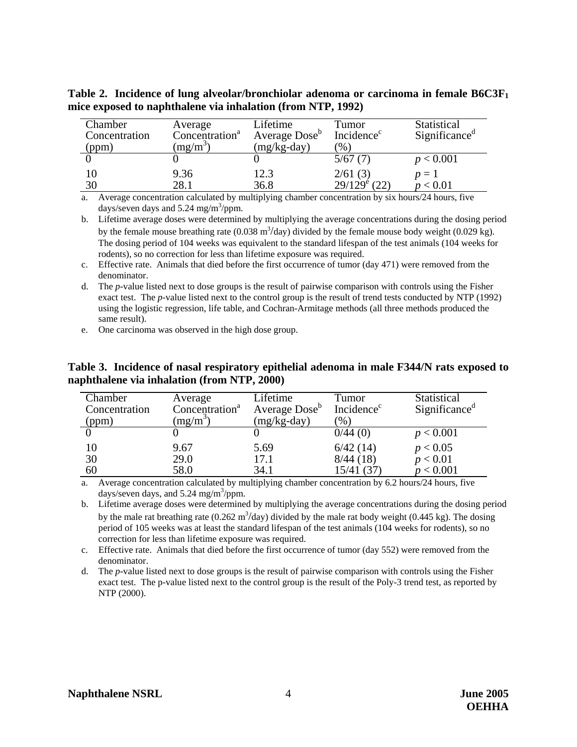**Table 2. Incidence of lung alveolar/bronchiolar adenoma or carcinoma in female B6C3F$_1$ mice exposed to naphthalene via inhalation (from NTP, 1992)**

| Chamber Concentration (ppm) | Average Concentration[a] ($mg/m^3$) | Lifetime Average Dose[b] (mg/kg-day) | Tumor Incidence[c] (%) | Statistical Significance[d] |
|---|---|---|---|---|
| 0 | 0 | 0 | 5/67 (7) | $p < 0.001$ |
| 10 | 9.36 | 12.3 | 2/61 (3) | $p = 1$ |
| 30 | 28.1 | 36.8 | 29/129[e] (22) | $p < 0.01$ |

a. Average concentration calculated by multiplying chamber concentration by six hours/24 hours, five days/seven days and 5.24 $mg/m^3$/ppm.

b. Lifetime average doses were determined by multiplying the average concentrations during the dosing period by the female mouse breathing rate (0.038 $m^3$/day) divided by the female mouse body weight (0.029 kg). The dosing period of 104 weeks was equivalent to the standard lifespan of the test animals (104 weeks for rodents), so no correction for less than lifetime exposure was required.

c. Effective rate. Animals that died before the first occurrence of tumor (day 471) were removed from the denominator.

d. The *p*-value listed next to dose groups is the result of pairwise comparison with controls using the Fisher exact test. The *p*-value listed next to the control group is the result of trend tests conducted by NTP (1992) using the logistic regression, life table, and Cochran-Armitage methods (all three methods produced the same result).

e. One carcinoma was observed in the high dose group.

**Table 3. Incidence of nasal respiratory epithelial adenoma in male F344/N rats exposed to naphthalene via inhalation (from NTP, 2000)**

| Chamber Concentration (ppm) | Average Concentration[a] ($mg/m^3$) | Lifetime Average Dose[b] (mg/kg-day) | Tumor Incidence[c] (%) | Statistical Significance[d] |
|---|---|---|---|---|
| 0 | 0 | 0 | 0/44 (0) | $p < 0.001$ |
| 10 | 9.67 | 5.69 | 6/42 (14) | $p < 0.05$ |
| 30 | 29.0 | 17.1 | 8/44 (18) | $p < 0.01$ |
| 60 | 58.0 | 34.1 | 15/41 (37) | $p < 0.001$ |

a. Average concentration calculated by multiplying chamber concentration by 6.2 hours/24 hours, five days/seven days, and 5.24 $mg/m^3$/ppm.

b. Lifetime average doses were determined by multiplying the average concentrations during the dosing period by the male rat breathing rate (0.262 $m^3$/day) divided by the male rat body weight (0.445 kg). The dosing period of 105 weeks was at least the standard lifespan of the test animals (104 weeks for rodents), so no correction for less than lifetime exposure was required.

c. Effective rate. Animals that died before the first occurrence of tumor (day 552) were removed from the denominator.

d. The *p*-value listed next to dose groups is the result of pairwise comparison with controls using the Fisher exact test. The p-value listed next to the control group is the result of the Poly-3 trend test, as reported by NTP (2000).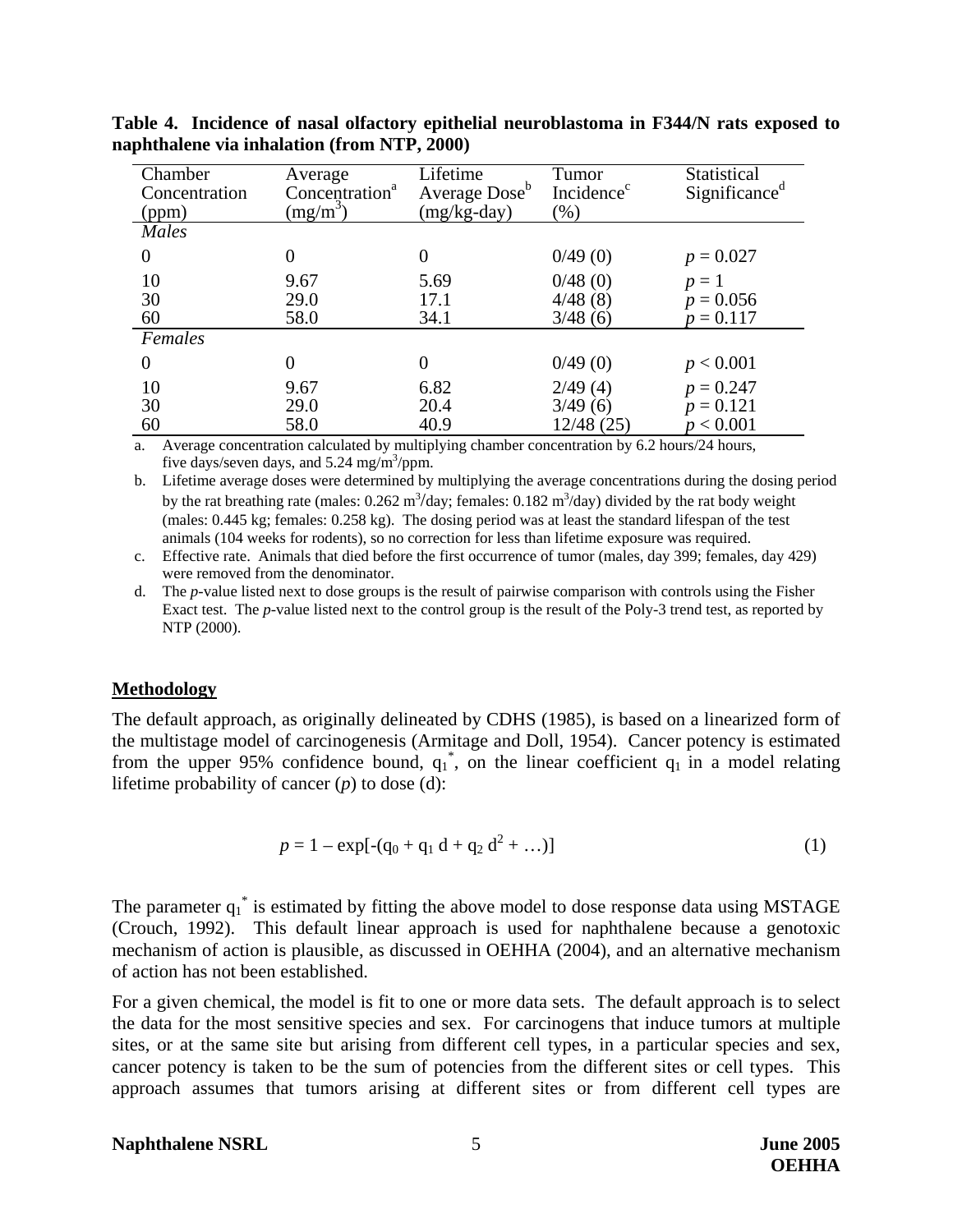**Table 4. Incidence of nasal olfactory epithelial neuroblastoma in F344/N rats exposed to naphthalene via inhalation (from NTP, 2000)**

| Chamber Concentration (ppm) | Average Concentration[a] ($mg/m^3$) | Lifetime Average Dose[b] (mg/kg-day) | Tumor Incidence[c] (%) | Statistical Significance[d] |
|---|---|---|---|---|
| *Males* | | | | |
| 0 | 0 | 0 | 0/49 (0) | $p = 0.027$ |
| 10 | 9.67 | 5.69 | 0/48 (0) | $p = 1$ |
| 30 | 29.0 | 17.1 | 4/48 (8) | $p = 0.056$ |
| 60 | 58.0 | 34.1 | 3/48 (6) | $p = 0.117$ |
| *Females* | | | | |
| 0 | 0 | 0 | 0/49 (0) | $p < 0.001$ |
| 10 | 9.67 | 6.82 | 2/49 (4) | $p = 0.247$ |
| 30 | 29.0 | 20.4 | 3/49 (6) | $p = 0.121$ |
| 60 | 58.0 | 40.9 | 12/48 (25) | $p < 0.001$ |

a. Average concentration calculated by multiplying chamber concentration by 6.2 hours/24 hours, five days/seven days, and 5.24 $mg/m^3$/ppm.

b. Lifetime average doses were determined by multiplying the average concentrations during the dosing period by the rat breathing rate (males: 0.262 $m^3$/day; females: 0.182 $m^3$/day) divided by the rat body weight (males: 0.445 kg; females: 0.258 kg). The dosing period was at least the standard lifespan of the test animals (104 weeks for rodents), so no correction for less than lifetime exposure was required.

c. Effective rate. Animals that died before the first occurrence of tumor (males, day 399; females, day 429) were removed from the denominator.

d. The *p*-value listed next to dose groups is the result of pairwise comparison with controls using the Fisher Exact test. The *p*-value listed next to the control group is the result of the Poly-3 trend test, as reported by NTP (2000).

## Methodology

The default approach, as originally delineated by CDHS (1985), is based on a linearized form of the multistage model of carcinogenesis (Armitage and Doll, 1954). Cancer potency is estimated from the upper 95% confidence bound, $q_1^*$, on the linear coefficient $q_1$ in a model relating lifetime probability of cancer ($p$) to dose (d):

$$p = 1 - \exp[-(q_0 + q_1 d + q_2 d^2 + \ldots)] \qquad (1)$$

The parameter $q_1^*$ is estimated by fitting the above model to dose response data using MSTAGE (Crouch, 1992). This default linear approach is used for naphthalene because a genotoxic mechanism of action is plausible, as discussed in OEHHA (2004), and an alternative mechanism of action has not been established.

For a given chemical, the model is fit to one or more data sets. The default approach is to select the data for the most sensitive species and sex. For carcinogens that induce tumors at multiple sites, or at the same site but arising from different cell types, in a particular species and sex, cancer potency is taken to be the sum of potencies from the different sites or cell types. This approach assumes that tumors arising at different sites or from different cell types are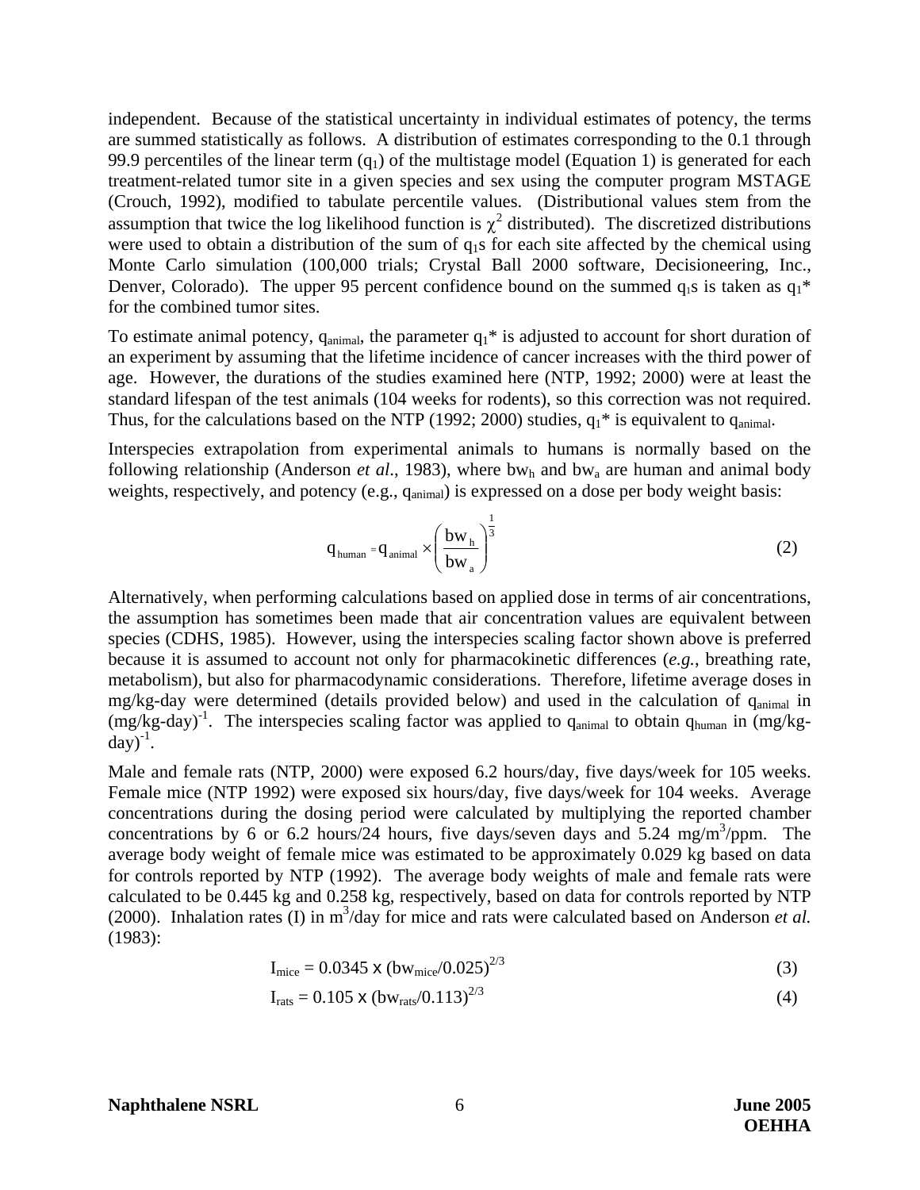independent. Because of the statistical uncertainty in individual estimates of potency, the terms are summed statistically as follows. A distribution of estimates corresponding to the 0.1 through 99.9 percentiles of the linear term ($q_1$) of the multistage model (Equation 1) is generated for each treatment-related tumor site in a given species and sex using the computer program MSTAGE (Crouch, 1992), modified to tabulate percentile values. (Distributional values stem from the assumption that twice the log likelihood function is $\chi^2$ distributed). The discretized distributions were used to obtain a distribution of the sum of $q_1$s for each site affected by the chemical using Monte Carlo simulation (100,000 trials; Crystal Ball 2000 software, Decisioneering, Inc., Denver, Colorado). The upper 95 percent confidence bound on the summed $q_1$s is taken as $q_1^*$ for the combined tumor sites.

To estimate animal potency, $q_{animal}$, the parameter $q_1^*$ is adjusted to account for short duration of an experiment by assuming that the lifetime incidence of cancer increases with the third power of age. However, the durations of the studies examined here (NTP, 1992; 2000) were at least the standard lifespan of the test animals (104 weeks for rodents), so this correction was not required. Thus, for the calculations based on the NTP (1992; 2000) studies, $q_1^*$ is equivalent to $q_{animal}$.

Interspecies extrapolation from experimental animals to humans is normally based on the following relationship (Anderson *et al*., 1983), where $bw_h$ and $bw_a$ are human and animal body weights, respectively, and potency (e.g., $q_{animal}$) is expressed on a dose per body weight basis:

$$q_{human} = q_{animal} \times \left( \frac{bw_h}{bw_a} \right)^{\frac{1}{3}} \tag{2}$$

Alternatively, when performing calculations based on applied dose in terms of air concentrations, the assumption has sometimes been made that air concentration values are equivalent between species (CDHS, 1985). However, using the interspecies scaling factor shown above is preferred because it is assumed to account not only for pharmacokinetic differences (*e.g.*, breathing rate, metabolism), but also for pharmacodynamic considerations. Therefore, lifetime average doses in mg/kg-day were determined (details provided below) and used in the calculation of $q_{animal}$ in $(\text{mg/kg-day})^{-1}$. The interspecies scaling factor was applied to $q_{animal}$ to obtain $q_{human}$ in $(\text{mg/kg-day})^{-1}$.

Male and female rats (NTP, 2000) were exposed 6.2 hours/day, five days/week for 105 weeks. Female mice (NTP 1992) were exposed six hours/day, five days/week for 104 weeks. Average concentrations during the dosing period were calculated by multiplying the reported chamber concentrations by 6 or 6.2 hours/24 hours, five days/seven days and 5.24 $\text{mg/m}^3$/ppm. The average body weight of female mice was estimated to be approximately 0.029 kg based on data for controls reported by NTP (1992). The average body weights of male and female rats were calculated to be 0.445 kg and 0.258 kg, respectively, based on data for controls reported by NTP (2000). Inhalation rates (I) in $\text{m}^3$/day for mice and rats were calculated based on Anderson *et al.* (1983):

$$I_{mice} = 0.0345 \times (bw_{mice}/0.025)^{2/3} \tag{3}$$

$$I_{rats} = 0.105 \times (bw_{rats}/0.113)^{2/3} \tag{4}$$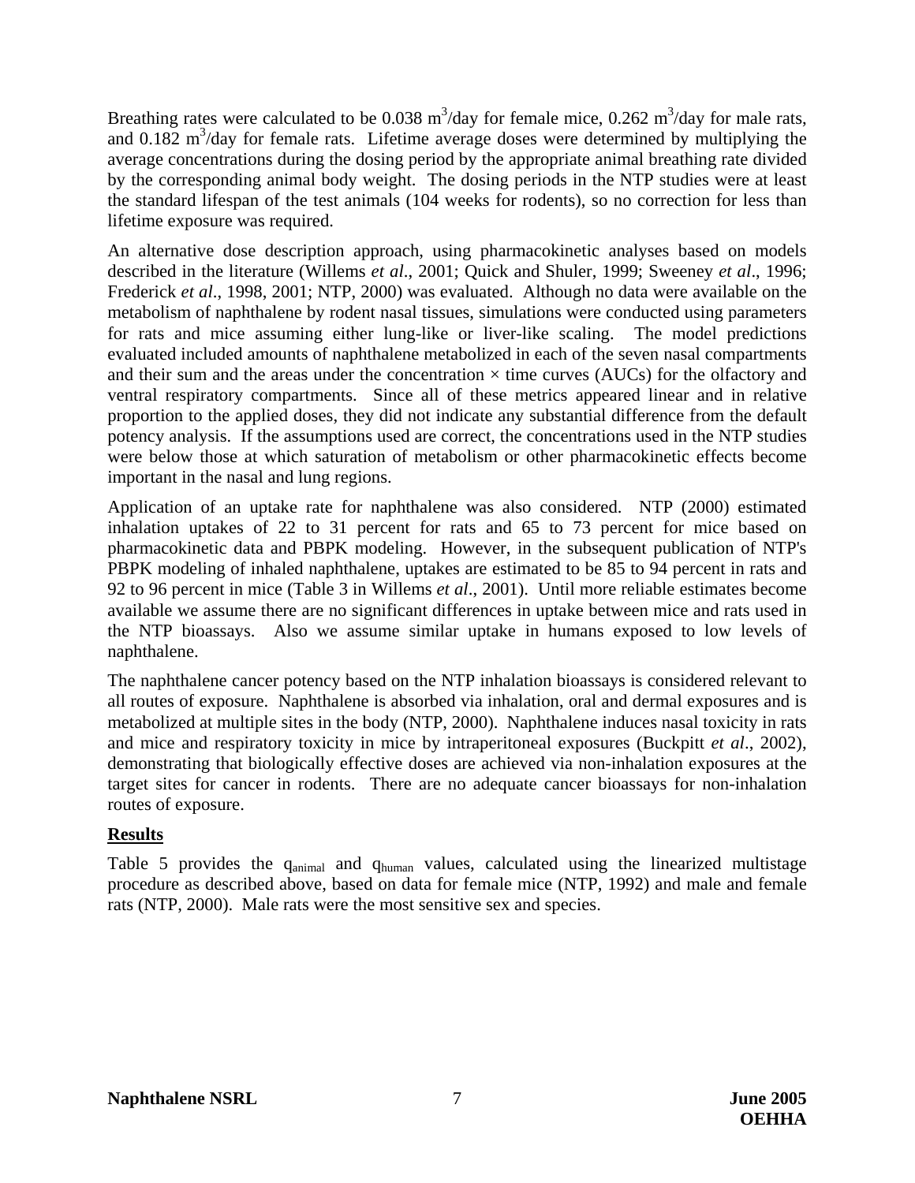Breathing rates were calculated to be 0.038 $m^3$/day for female mice, 0.262 $m^3$/day for male rats, and 0.182 $m^3$/day for female rats. Lifetime average doses were determined by multiplying the average concentrations during the dosing period by the appropriate animal breathing rate divided by the corresponding animal body weight. The dosing periods in the NTP studies were at least the standard lifespan of the test animals (104 weeks for rodents), so no correction for less than lifetime exposure was required.

An alternative dose description approach, using pharmacokinetic analyses based on models described in the literature (Willems *et al*., 2001; Quick and Shuler, 1999; Sweeney *et al*., 1996; Frederick *et al*., 1998, 2001; NTP, 2000) was evaluated. Although no data were available on the metabolism of naphthalene by rodent nasal tissues, simulations were conducted using parameters for rats and mice assuming either lung-like or liver-like scaling. The model predictions evaluated included amounts of naphthalene metabolized in each of the seven nasal compartments and their sum and the areas under the concentration × time curves (AUCs) for the olfactory and ventral respiratory compartments. Since all of these metrics appeared linear and in relative proportion to the applied doses, they did not indicate any substantial difference from the default potency analysis. If the assumptions used are correct, the concentrations used in the NTP studies were below those at which saturation of metabolism or other pharmacokinetic effects become important in the nasal and lung regions.

Application of an uptake rate for naphthalene was also considered. NTP (2000) estimated inhalation uptakes of 22 to 31 percent for rats and 65 to 73 percent for mice based on pharmacokinetic data and PBPK modeling. However, in the subsequent publication of NTP's PBPK modeling of inhaled naphthalene, uptakes are estimated to be 85 to 94 percent in rats and 92 to 96 percent in mice (Table 3 in Willems *et al*., 2001). Until more reliable estimates become available we assume there are no significant differences in uptake between mice and rats used in the NTP bioassays. Also we assume similar uptake in humans exposed to low levels of naphthalene.

The naphthalene cancer potency based on the NTP inhalation bioassays is considered relevant to all routes of exposure. Naphthalene is absorbed via inhalation, oral and dermal exposures and is metabolized at multiple sites in the body (NTP, 2000). Naphthalene induces nasal toxicity in rats and mice and respiratory toxicity in mice by intraperitoneal exposures (Buckpitt *et al*., 2002), demonstrating that biologically effective doses are achieved via non-inhalation exposures at the target sites for cancer in rodents. There are no adequate cancer bioassays for non-inhalation routes of exposure.

## Results

Table 5 provides the $q_{animal}$ and $q_{human}$ values, calculated using the linearized multistage procedure as described above, based on data for female mice (NTP, 1992) and male and female rats (NTP, 2000). Male rats were the most sensitive sex and species.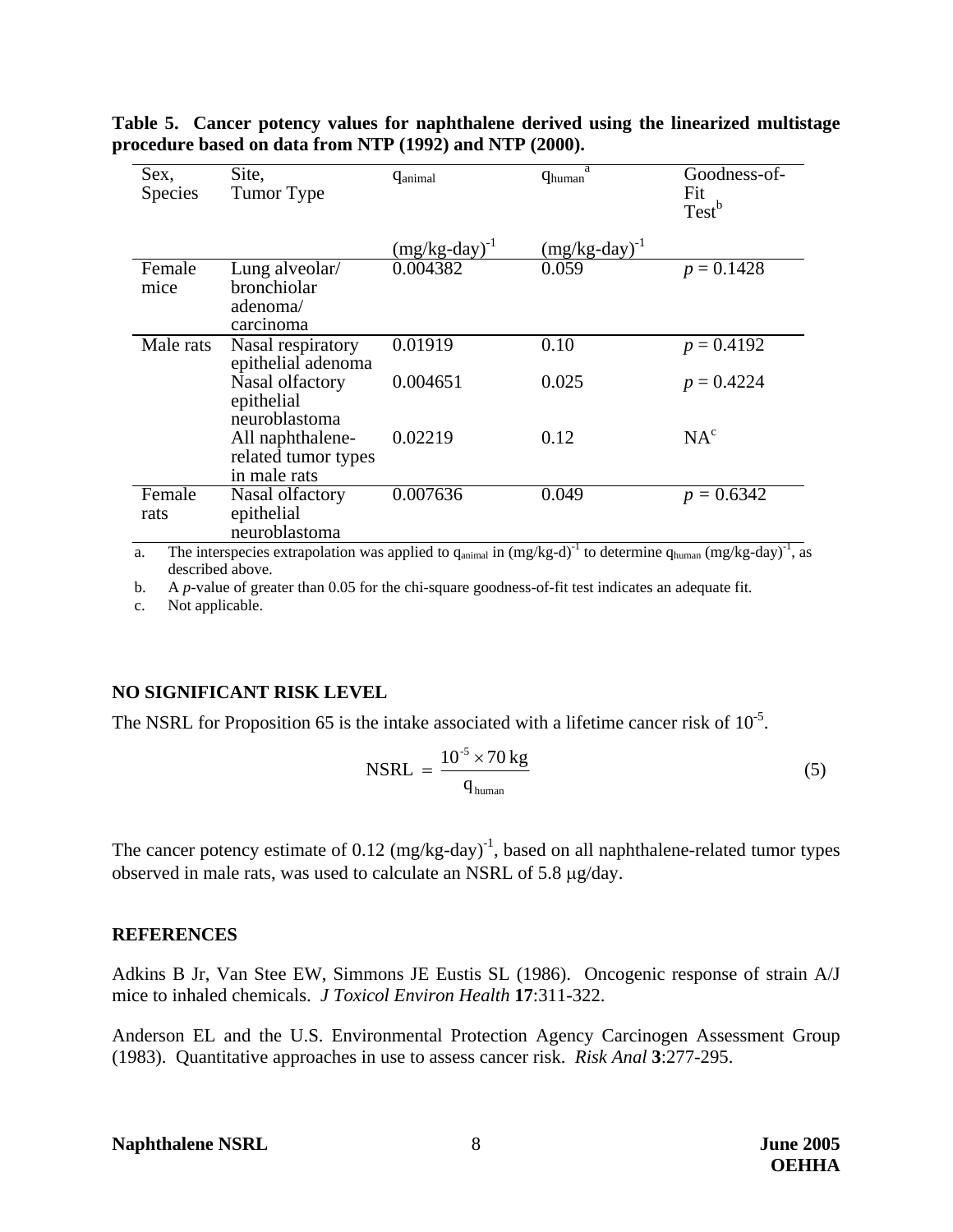**Table 5. Cancer potency values for naphthalene derived using the linearized multistage procedure based on data from NTP (1992) and NTP (2000).**

| Sex, Species | Site, Tumor Type | $q_{animal}$ $(mg/kg\text{-}day)^{-1}$ | $q_{human}$ [a] $(mg/kg\text{-}day)^{-1}$ | Goodness-of-Fit Test[b] |
|---|---|---|---|---|
| Female mice | Lung alveolar/ bronchiolar adenoma/ carcinoma | 0.004382 | 0.059 | $p = 0.1428$ |
| Male rats | Nasal respiratory epithelial adenoma | 0.01919 | 0.10 | $p = 0.4192$ |
| | Nasal olfactory epithelial neuroblastoma | 0.004651 | 0.025 | $p = 0.4224$ |
| | All naphthalene-related tumor types in male rats | 0.02219 | 0.12 | NA[c] |
| Female rats | Nasal olfactory epithelial neuroblastoma | 0.007636 | 0.049 | $p = 0.6342$ |

a. The interspecies extrapolation was applied to $q_{animal}$ in $(mg/kg\text{-}d)^{-1}$ to determine $q_{human}$ $(mg/kg\text{-}day)^{-1}$, as described above.

b. A *p*-value of greater than 0.05 for the chi-square goodness-of-fit test indicates an adequate fit.

c. Not applicable.

## NO SIGNIFICANT RISK LEVEL

The NSRL for Proposition 65 is the intake associated with a lifetime cancer risk of $10^{-5}$.

$$\text{NSRL} = \frac{10^{-5} \times 70\,\text{kg}}{q_{\text{human}}} \tag{5}$$

The cancer potency estimate of 0.12 $(mg/kg\text{-}day)^{-1}$, based on all naphthalene-related tumor types observed in male rats, was used to calculate an NSRL of 5.8 μg/day.

## REFERENCES

Adkins B Jr, Van Stee EW, Simmons JE Eustis SL (1986). Oncogenic response of strain A/J mice to inhaled chemicals. *J Toxicol Environ Health* **17**:311-322.

Anderson EL and the U.S. Environmental Protection Agency Carcinogen Assessment Group (1983). Quantitative approaches in use to assess cancer risk. *Risk Anal* **3**:277-295.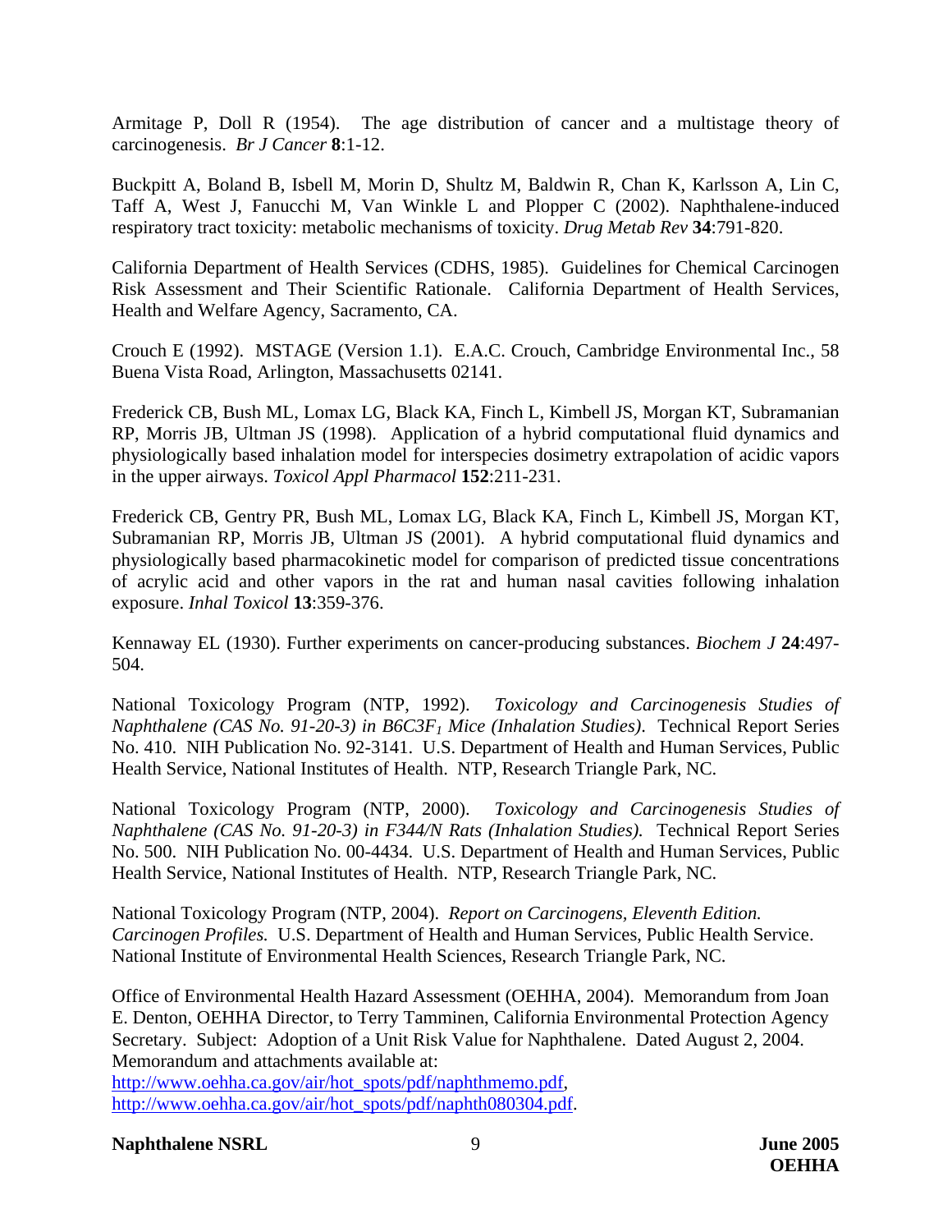Armitage P, Doll R (1954). The age distribution of cancer and a multistage theory of carcinogenesis. *Br J Cancer* **8**:1-12.

Buckpitt A, Boland B, Isbell M, Morin D, Shultz M, Baldwin R, Chan K, Karlsson A, Lin C, Taff A, West J, Fanucchi M, Van Winkle L and Plopper C (2002). Naphthalene-induced respiratory tract toxicity: metabolic mechanisms of toxicity. *Drug Metab Rev* **34**:791-820.

California Department of Health Services (CDHS, 1985). Guidelines for Chemical Carcinogen Risk Assessment and Their Scientific Rationale. California Department of Health Services, Health and Welfare Agency, Sacramento, CA.

Crouch E (1992). MSTAGE (Version 1.1). E.A.C. Crouch, Cambridge Environmental Inc., 58 Buena Vista Road, Arlington, Massachusetts 02141.

Frederick CB, Bush ML, Lomax LG, Black KA, Finch L, Kimbell JS, Morgan KT, Subramanian RP, Morris JB, Ultman JS (1998). Application of a hybrid computational fluid dynamics and physiologically based inhalation model for interspecies dosimetry extrapolation of acidic vapors in the upper airways. *Toxicol Appl Pharmacol* **152**:211-231.

Frederick CB, Gentry PR, Bush ML, Lomax LG, Black KA, Finch L, Kimbell JS, Morgan KT, Subramanian RP, Morris JB, Ultman JS (2001). A hybrid computational fluid dynamics and physiologically based pharmacokinetic model for comparison of predicted tissue concentrations of acrylic acid and other vapors in the rat and human nasal cavities following inhalation exposure. *Inhal Toxicol* **13**:359-376.

Kennaway EL (1930). Further experiments on cancer-producing substances. *Biochem J* **24**:497-504.

National Toxicology Program (NTP, 1992). *Toxicology and Carcinogenesis Studies of Naphthalene (CAS No. 91-20-3) in B6C3F$_1$ Mice (Inhalation Studies).* Technical Report Series No. 410. NIH Publication No. 92-3141. U.S. Department of Health and Human Services, Public Health Service, National Institutes of Health. NTP, Research Triangle Park, NC.

National Toxicology Program (NTP, 2000). *Toxicology and Carcinogenesis Studies of Naphthalene (CAS No. 91-20-3) in F344/N Rats (Inhalation Studies).* Technical Report Series No. 500. NIH Publication No. 00-4434. U.S. Department of Health and Human Services, Public Health Service, National Institutes of Health. NTP, Research Triangle Park, NC.

National Toxicology Program (NTP, 2004). *Report on Carcinogens, Eleventh Edition. Carcinogen Profiles.* U.S. Department of Health and Human Services, Public Health Service. National Institute of Environmental Health Sciences, Research Triangle Park, NC.

Office of Environmental Health Hazard Assessment (OEHHA, 2004). Memorandum from Joan E. Denton, OEHHA Director, to Terry Tamminen, California Environmental Protection Agency Secretary. Subject: Adoption of a Unit Risk Value for Naphthalene. Dated August 2, 2004. Memorandum and attachments available at: http://www.oehha.ca.gov/air/hot_spots/pdf/naphthmemo.pdf, http://www.oehha.ca.gov/air/hot_spots/pdf/naphth080304.pdf.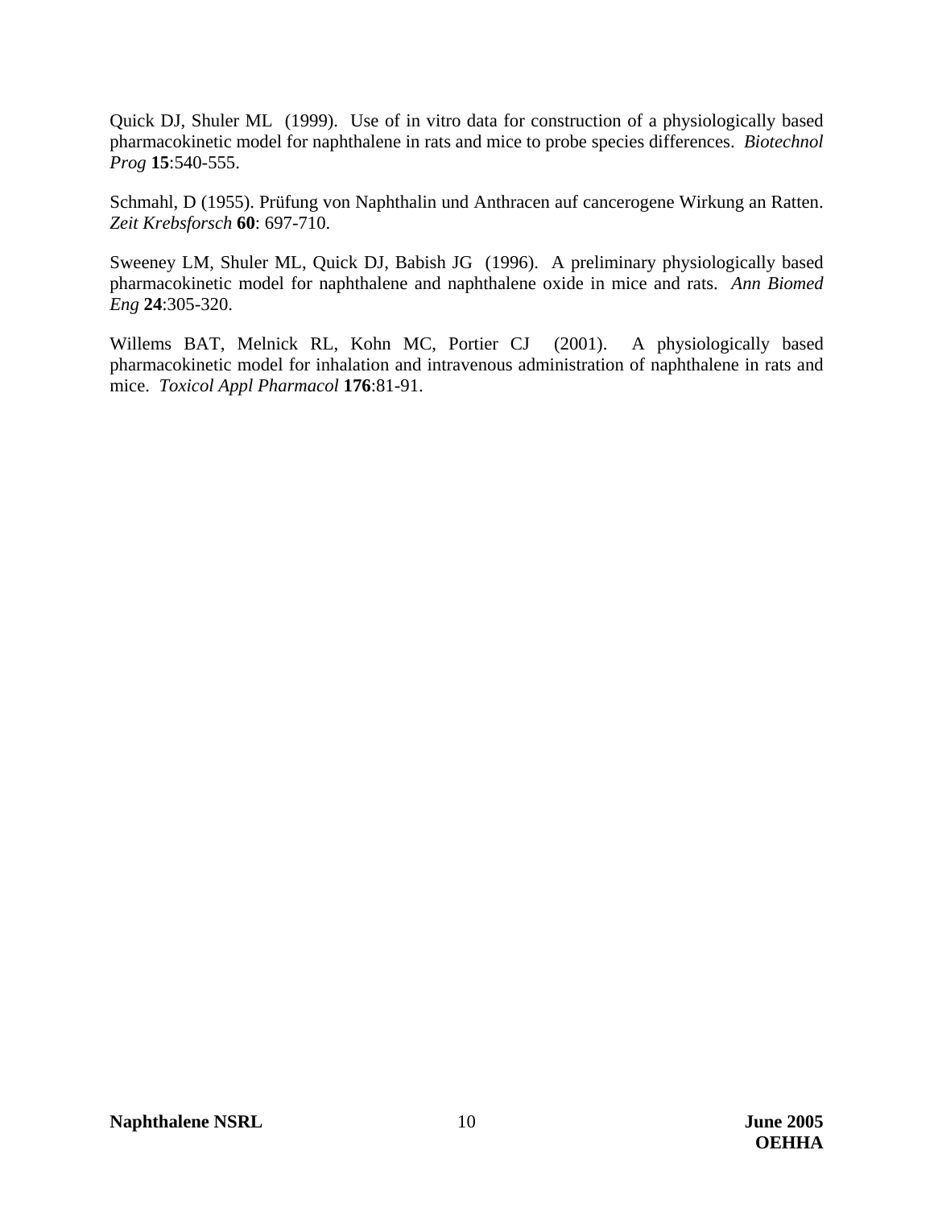Quick DJ, Shuler ML (1999). Use of in vitro data for construction of a physiologically based pharmacokinetic model for naphthalene in rats and mice to probe species differences. *Biotechnol Prog* **15**:540-555.

Schmahl, D (1955). Prüfung von Naphthalin und Anthracen auf cancerogene Wirkung an Ratten. *Zeit Krebsforsch* **60**: 697-710.

Sweeney LM, Shuler ML, Quick DJ, Babish JG (1996). A preliminary physiologically based pharmacokinetic model for naphthalene and naphthalene oxide in mice and rats. *Ann Biomed Eng* **24**:305-320.

Willems BAT, Melnick RL, Kohn MC, Portier CJ (2001). A physiologically based pharmacokinetic model for inhalation and intravenous administration of naphthalene in rats and mice. *Toxicol Appl Pharmacol* **176**:81-91.